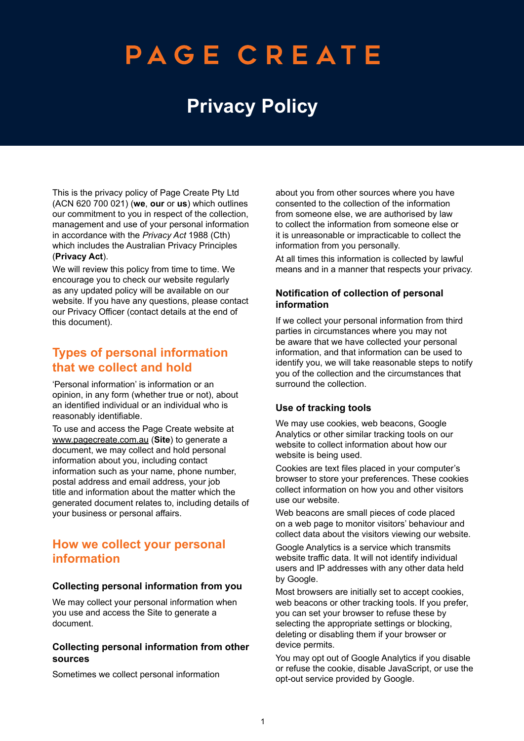# PAGE CREATE

# Privacy Policy

This is the privacy policy of Page Create Pty Ltd (ACN 620 700 021) (**we**, **our** or **us**) which outlines our commitment to you in respect of the collection, management and use of your personal information in accordance with the *Privacy Act* 1988 (Cth) which includes the Australian Privacy Principles (**Privacy Act**).

We will review this policy from time to time. We encourage you to check our website regularly as any updated policy will be available on our website. If you have any questions, please contact our Privacy Officer (contact details at the end of this document).

## Types of personal information that we collect and hold

'Personal information' is information or an opinion, in any form (whether true or not), about an identified individual or an individual who is reasonably identifiable.

To use and access the Page Create website at www.pagecreate.com.au (**Site**) to generate a document, we may collect and hold personal information about you, including contact information such as your name, phone number, postal address and email address, your job title and information about the matter which the generated document relates to, including details of your business or personal affairs.

## How we collect your personal information

### Collecting personal information from you

We may collect your personal information when you use and access the Site to generate a document.

### Collecting personal information from other sources

Sometimes we collect personal information about you from other sources where you have consented to the collection of the information from someone else, we are authorised by law to collect the information from someone else or it is unreasonable or impracticable to collect the information from you personally.

At all times this information is collected by lawful means and in a manner that respects your privacy.

### Notification of collection of personal information

If we collect your personal information from third parties in circumstances where you may not be aware that we have collected your personal information, and that information can be used to identify you, we will take reasonable steps to notify you of the collection and the circumstances that surround the collection.

### Use of tracking tools

We may use cookies, web beacons, Google Analytics or other similar tracking tools on our website to collect information about how our website is being used.

Cookies are text files placed in your computer's browser to store your preferences. These cookies collect information on how you and other visitors use our website.

Web beacons are small pieces of code placed on a web page to monitor visitors' behaviour and collect data about the visitors viewing our website.

Google Analytics is a service which transmits website traffic data. It will not identify individual users and IP addresses with any other data held by Google.

Most browsers are initially set to accept cookies, web beacons or other tracking tools. If you prefer, you can set your browser to refuse these by selecting the appropriate settings or blocking, deleting or disabling them if your browser or device permits.

You may opt out of Google Analytics if you disable or refuse the cookie, disable JavaScript, or use the opt-out service provided by Google.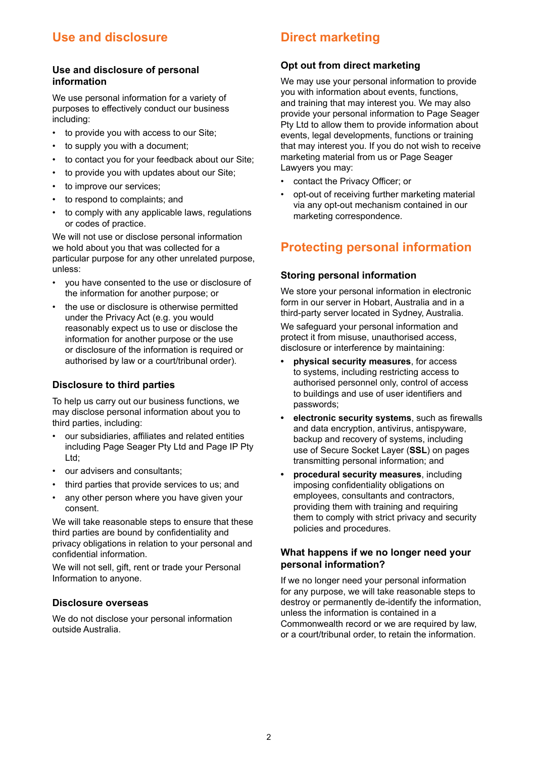# Use and disclosure

## Use and disclosure of personal information

We use personal information for a variety of purposes to effectively conduct our business including:

- to provide you with access to our Site;
- to supply you with a document;
- to contact you for your feedback about our Site;
- to provide you with updates about our Site;
- to improve our services;
- to respond to complaints; and
- to comply with any applicable laws, regulations or codes of practice.

We will not use or disclose personal information we hold about you that was collected for a particular purpose for any other unrelated purpose, unless:

- you have consented to the use or disclosure of the information for another purpose; or
- the use or disclosure is otherwise permitted under the Privacy Act (e.g. you would reasonably expect us to use or disclose the information for another purpose or the use or disclosure of the information is required or authorised by law or a court/tribunal order).

## Disclosure to third parties

To help us carry out our business functions, we may disclose personal information about you to third parties, including:

- our subsidiaries, affiliates and related entities including Page Seager Pty Ltd and Page IP Pty Ltd;
- our advisers and consultants;
- third parties that provide services to us; and
- any other person where you have given your consent.

We will take reasonable steps to ensure that these third parties are bound by confidentiality and privacy obligations in relation to your personal and confidential information.

We will not sell, gift, rent or trade your Personal Information to anyone.

## Disclosure overseas

We do not disclose your personal information outside Australia.

# Direct marketing

## Opt out from direct marketing

We may use your personal information to provide you with information about events, functions, and training that may interest you. We may also provide your personal information to Page Seager Pty Ltd to allow them to provide information about events, legal developments, functions or training that may interest you. If you do not wish to receive marketing material from us or Page Seager Lawyers you may:

- contact the Privacy Officer; or
- opt-out of receiving further marketing material via any opt-out mechanism contained in our marketing correspondence.

# Protecting personal information

## Storing personal information

We store your personal information in electronic form in our server in Hobart, Australia and in a third-party server located in Sydney, Australia.

We safeguard your personal information and protect it from misuse, unauthorised access, disclosure or interference by maintaining:

- **physical security measures**, for access to systems, including restricting access to authorised personnel only, control of access to buildings and use of user identifiers and passwords;
- **electronic security systems**, such as firewalls and data encryption, antivirus, antispyware, backup and recovery of systems, including use of Secure Socket Layer (**SSL**) on pages transmitting personal information; and
- **procedural security measures**, including imposing confidentiality obligations on employees, consultants and contractors, providing them with training and requiring them to comply with strict privacy and security policies and procedures.

## What happens if we no longer need your personal information?

If we no longer need your personal information for any purpose, we will take reasonable steps to destroy or permanently de-identify the information, unless the information is contained in a Commonwealth record or we are required by law, or a court/tribunal order, to retain the information.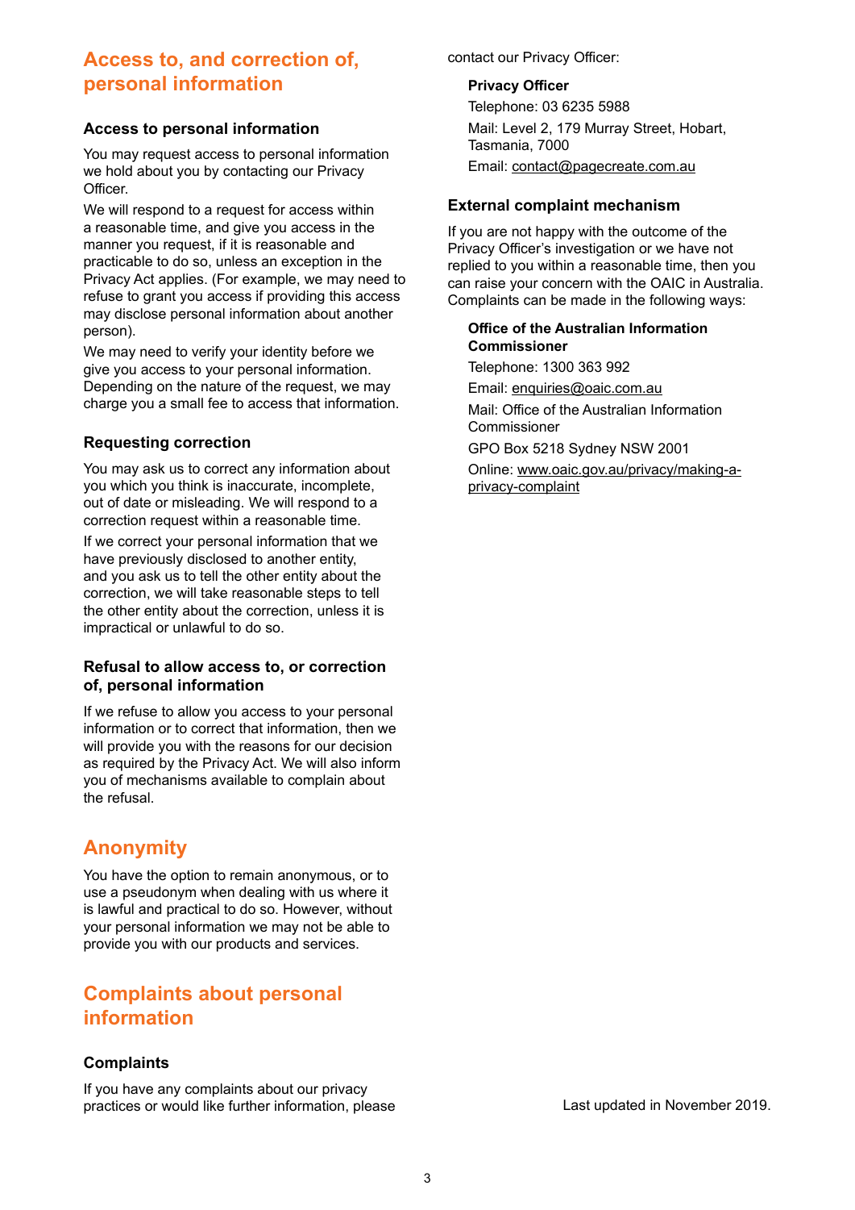## Access to, and correction of, personal information

### Access to personal information

You may request access to personal information we hold about you by contacting our Privacy Officer.

We will respond to a request for access within a reasonable time, and give you access in the manner you request, if it is reasonable and practicable to do so, unless an exception in the Privacy Act applies. (For example, we may need to refuse to grant you access if providing this access may disclose personal information about another person).

We may need to verify your identity before we give you access to your personal information. Depending on the nature of the request, we may charge you a small fee to access that information.

### Requesting correction

You may ask us to correct any information about you which you think is inaccurate, incomplete, out of date or misleading. We will respond to a correction request within a reasonable time.

If we correct your personal information that we have previously disclosed to another entity, and you ask us to tell the other entity about the correction, we will take reasonable steps to tell the other entity about the correction, unless it is impractical or unlawful to do so.

### Refusal to allow access to, or correction of, personal information

If we refuse to allow you access to your personal information or to correct that information, then we will provide you with the reasons for our decision as required by the Privacy Act. We will also inform you of mechanisms available to complain about the refusal.

## Anonymity

You have the option to remain anonymous, or to use a pseudonym when dealing with us where it is lawful and practical to do so. However, without your personal information we may not be able to provide you with our products and services.

## Complaints about personal information

### Complaints

If you have any complaints about our privacy practices or would like further information, please contact our Privacy Officer:

**Privacy Officer**

Telephone: 03 6235 5988

Mail: Level 2, 179 Murray Street, Hobart, Tasmania, 7000

Email: contact@pagecreate.com.au

### External complaint mechanism

If you are not happy with the outcome of the Privacy Officer's investigation or we have not replied to you within a reasonable time, then you can raise your concern with the OAIC in Australia. Complaints can be made in the following ways:

**Office of the Australian Information Commissioner**

Telephone: 1300 363 992

Email: enquiries@oaic.com.au

Mail: Office of the Australian Information Commissioner

GPO Box 5218 Sydney NSW 2001

Online: www.oaic.gov.au/privacy/making-a-privacy-complaint

Last updated in November 2019.